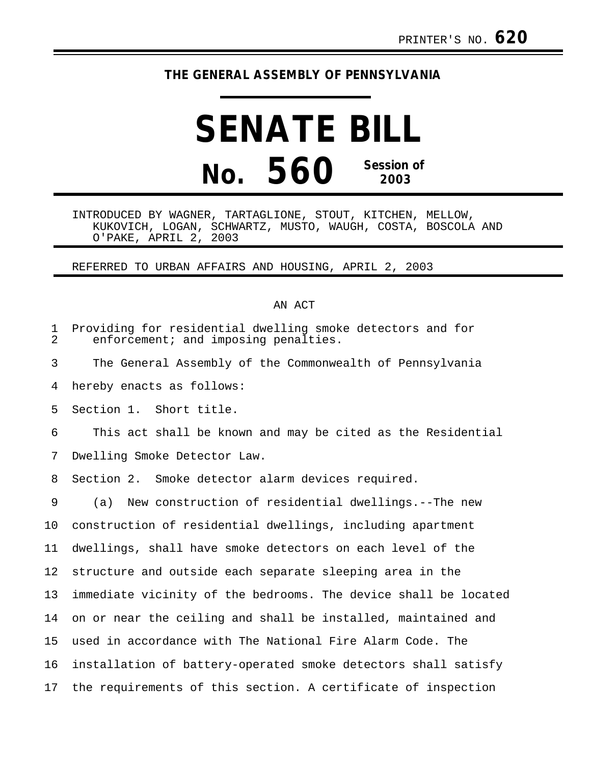PRINTER'S NO. **620**

**THE GENERAL ASSEMBLY OF PENNSYLVANIA**

# SENATE BILL

# No. 560 Session of 2003

INTRODUCED BY WAGNER, TARTAGLIONE, STOUT, KITCHEN, MELLOW, KUKOVICH, LOGAN, SCHWARTZ, MUSTO, WAUGH, COSTA, BOSCOLA AND O'PAKE, APRIL 2, 2003

REFERRED TO URBAN AFFAIRS AND HOUSING, APRIL 2, 2003

AN ACT

Providing for residential dwelling smoke detectors and for enforcement; and imposing penalties.

The General Assembly of the Commonwealth of Pennsylvania hereby enacts as follows:

Section 1. Short title.

This act shall be known and may be cited as the Residential Dwelling Smoke Detector Law.

Section 2. Smoke detector alarm devices required.

(a) New construction of residential dwellings.--The new construction of residential dwellings, including apartment dwellings, shall have smoke detectors on each level of the structure and outside each separate sleeping area in the immediate vicinity of the bedrooms. The device shall be located on or near the ceiling and shall be installed, maintained and used in accordance with The National Fire Alarm Code. The installation of battery-operated smoke detectors shall satisfy the requirements of this section. A certificate of inspection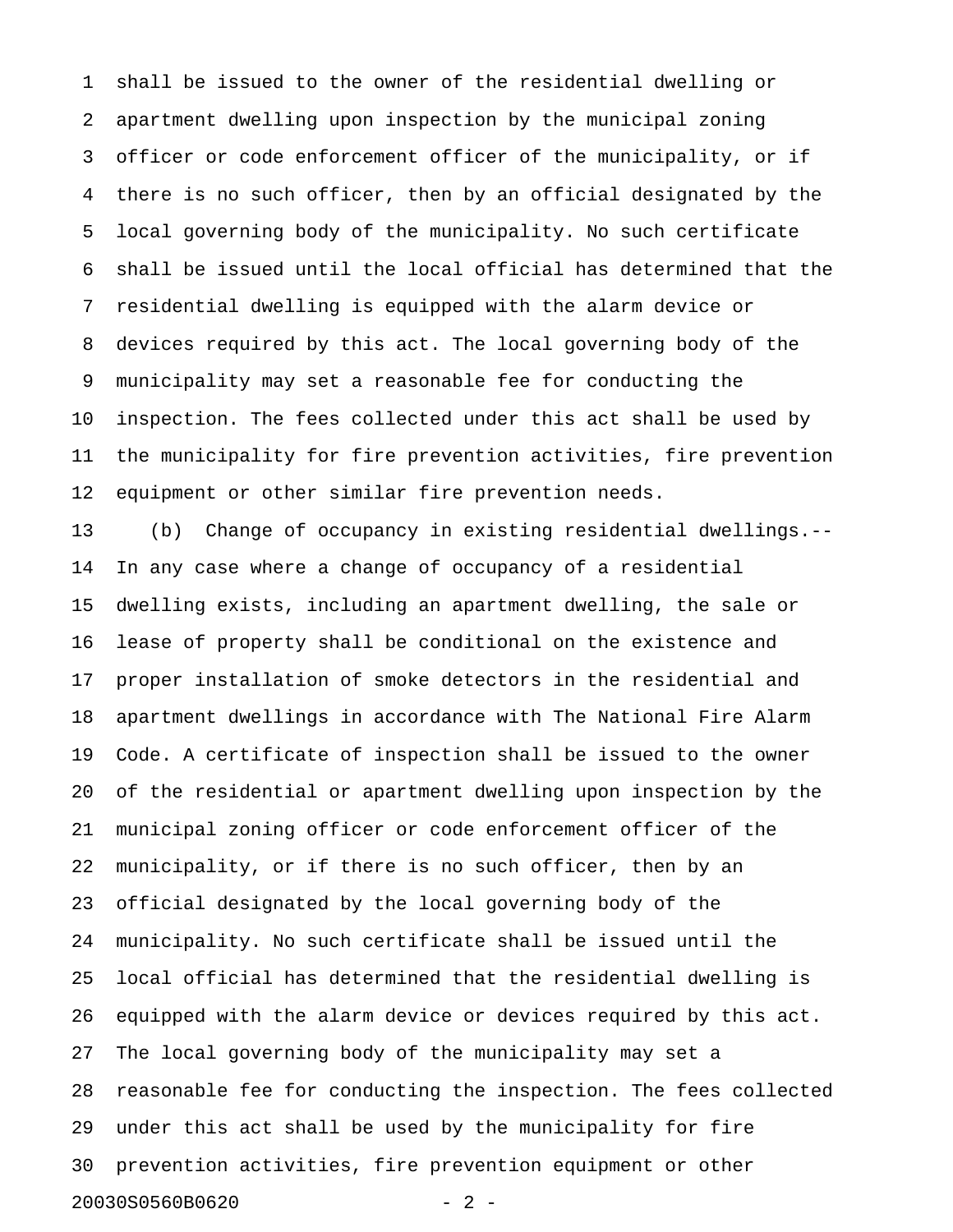shall be issued to the owner of the residential dwelling or apartment dwelling upon inspection by the municipal zoning officer or code enforcement officer of the municipality, or if there is no such officer, then by an official designated by the local governing body of the municipality. No such certificate shall be issued until the local official has determined that the residential dwelling is equipped with the alarm device or devices required by this act. The local governing body of the municipality may set a reasonable fee for conducting the inspection. The fees collected under this act shall be used by the municipality for fire prevention activities, fire prevention equipment or other similar fire prevention needs.

(b) Change of occupancy in existing residential dwellings.--In any case where a change of occupancy of a residential dwelling exists, including an apartment dwelling, the sale or lease of property shall be conditional on the existence and proper installation of smoke detectors in the residential and apartment dwellings in accordance with The National Fire Alarm Code. A certificate of inspection shall be issued to the owner of the residential or apartment dwelling upon inspection by the municipal zoning officer or code enforcement officer of the municipality, or if there is no such officer, then by an official designated by the local governing body of the municipality. No such certificate shall be issued until the local official has determined that the residential dwelling is equipped with the alarm device or devices required by this act. The local governing body of the municipality may set a reasonable fee for conducting the inspection. The fees collected under this act shall be used by the municipality for fire prevention activities, fire prevention equipment or other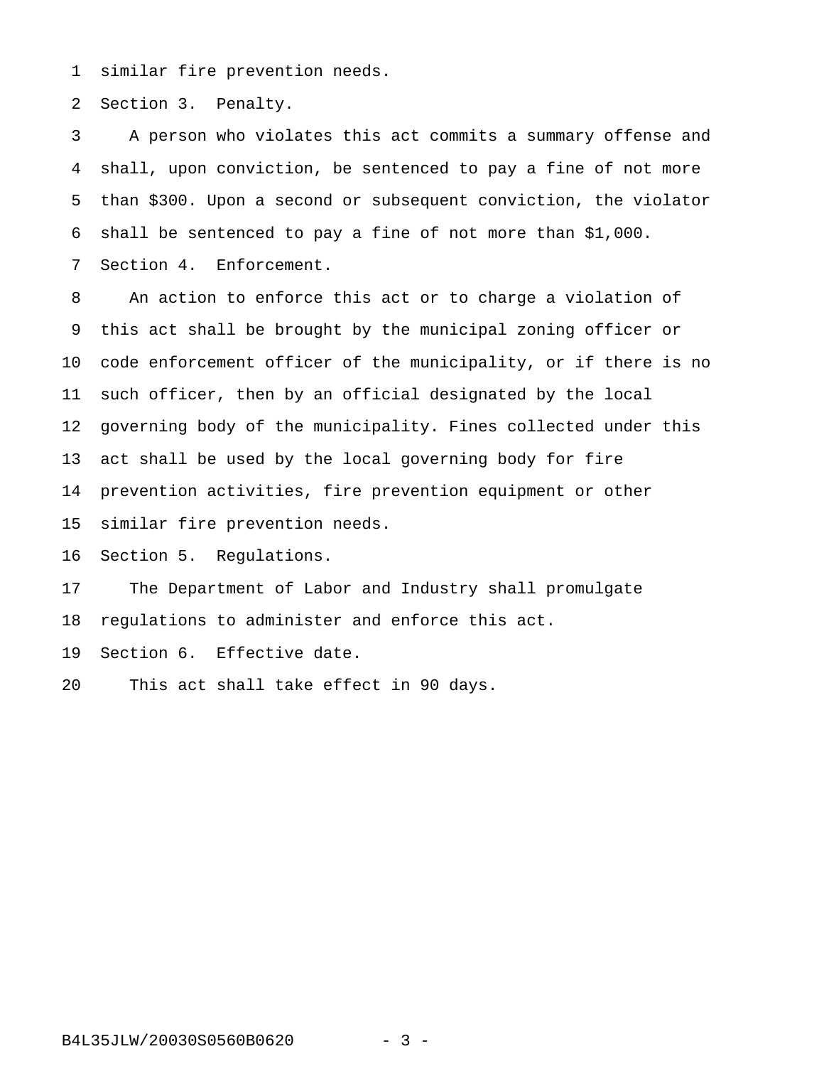similar fire prevention needs.

Section 3. Penalty.

A person who violates this act commits a summary offense and shall, upon conviction, be sentenced to pay a fine of not more than $300. Upon a second or subsequent conviction, the violator shall be sentenced to pay a fine of not more than $1,000.

Section 4. Enforcement.

An action to enforce this act or to charge a violation of this act shall be brought by the municipal zoning officer or code enforcement officer of the municipality, or if there is no such officer, then by an official designated by the local governing body of the municipality. Fines collected under this act shall be used by the local governing body for fire prevention activities, fire prevention equipment or other similar fire prevention needs.

Section 5. Regulations.

The Department of Labor and Industry shall promulgate regulations to administer and enforce this act.

Section 6. Effective date.

This act shall take effect in 90 days.